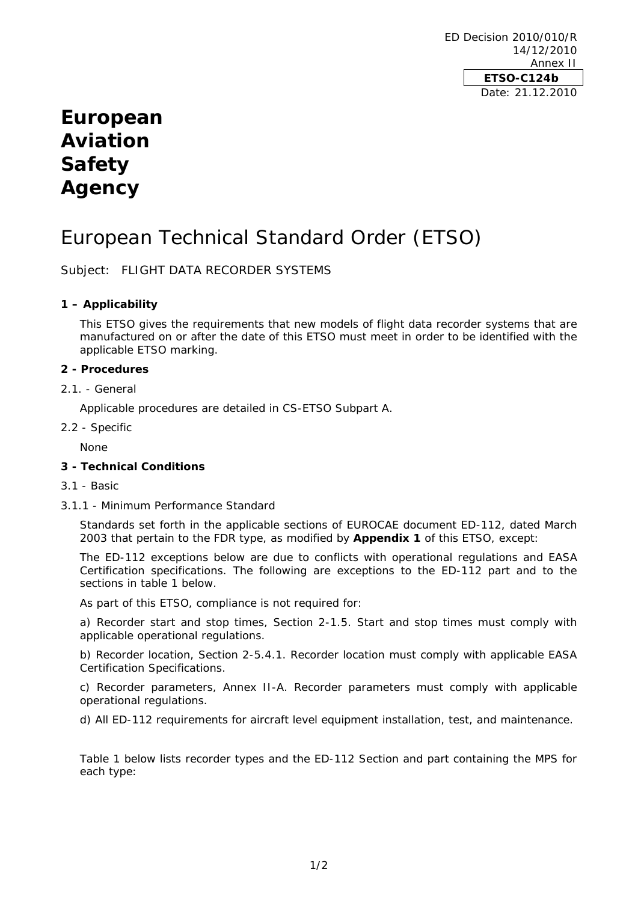ED Decision 2010/010/R
14/12/2010
Annex II

**ETSO-C124b**

Date: 21.12.2010

# European Aviation Safety Agency

# European Technical Standard Order (ETSO)

Subject: FLIGHT DATA RECORDER SYSTEMS

## 1 – Applicability

This ETSO gives the requirements that new models of flight data recorder systems that are manufactured on or after the date of this ETSO must meet in order to be identified with the applicable ETSO marking.

## 2 - Procedures

2.1. - General

Applicable procedures are detailed in CS-ETSO Subpart A.

2.2 - Specific

None

## 3 - Technical Conditions

3.1 - Basic

3.1.1 - Minimum Performance Standard

Standards set forth in the applicable sections of EUROCAE document ED-112, dated March 2003 that pertain to the FDR type, as modified by **Appendix 1** of this ETSO, except:

The ED-112 exceptions below are due to conflicts with operational regulations and EASA Certification specifications. The following are exceptions to the ED-112 part and to the sections in table 1 below.

As part of this ETSO, compliance is not required for:

a) Recorder start and stop times, Section 2-1.5. Start and stop times must comply with applicable operational regulations.

b) Recorder location, Section 2-5.4.1. Recorder location must comply with applicable EASA Certification Specifications.

c) Recorder parameters, Annex II-A. Recorder parameters must comply with applicable operational regulations.

d) All ED-112 requirements for aircraft level equipment installation, test, and maintenance.

Table 1 below lists recorder types and the ED-112 Section and part containing the MPS for each type: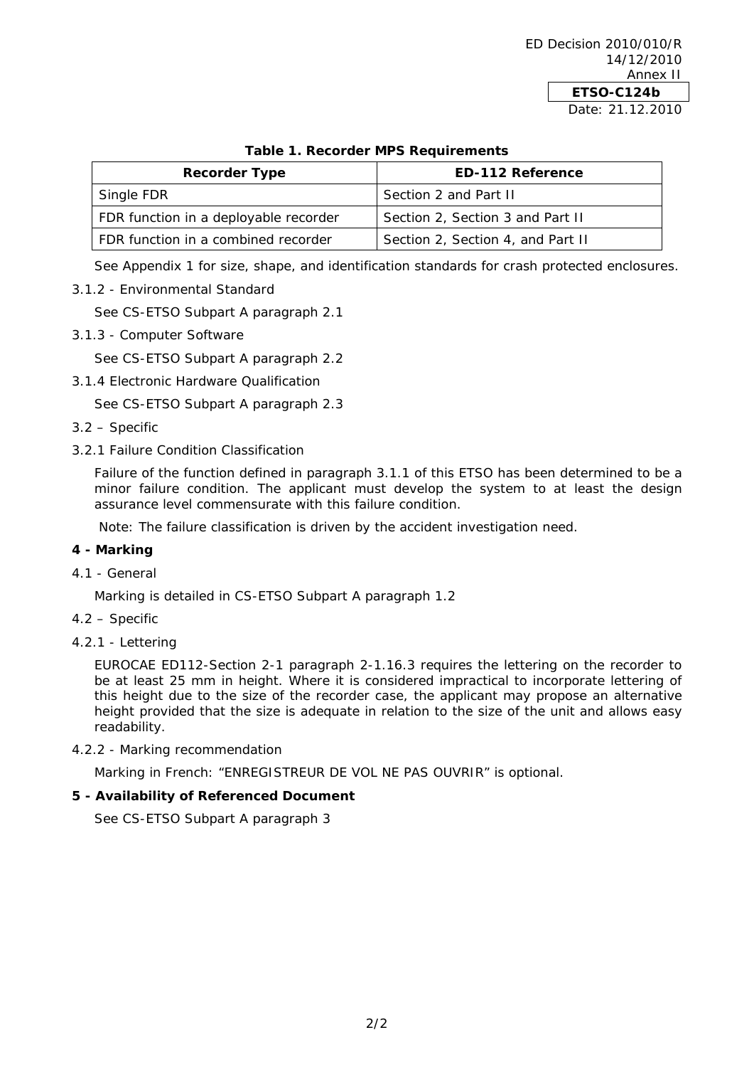**Table 1. Recorder MPS Requirements**

| Recorder Type | ED-112 Reference |
|---|---|
| Single FDR | Section 2 and Part II |
| FDR function in a deployable recorder | Section 2, Section 3 and Part II |
| FDR function in a combined recorder | Section 2, Section 4, and Part II |

See Appendix 1 for size, shape, and identification standards for crash protected enclosures.

3.1.2 - Environmental Standard

See CS-ETSO Subpart A paragraph 2.1

3.1.3 - Computer Software

See CS-ETSO Subpart A paragraph 2.2

3.1.4 Electronic Hardware Qualification

See CS-ETSO Subpart A paragraph 2.3

3.2 – Specific

3.2.1 Failure Condition Classification

Failure of the function defined in paragraph 3.1.1 of this ETSO has been determined to be a minor failure condition. The applicant must develop the system to at least the design assurance level commensurate with this failure condition.

Note: The failure classification is driven by the accident investigation need.

## 4 - Marking

4.1 - General

Marking is detailed in CS-ETSO Subpart A paragraph 1.2

4.2 – Specific

4.2.1 - Lettering

EUROCAE ED112-Section 2-1 paragraph 2-1.16.3 requires the lettering on the recorder to be at least 25 mm in height. Where it is considered impractical to incorporate lettering of this height due to the size of the recorder case, the applicant may propose an alternative height provided that the size is adequate in relation to the size of the unit and allows easy readability.

4.2.2 - Marking recommendation

Marking in French: "ENREGISTREUR DE VOL NE PAS OUVRIR" is optional.

## 5 - Availability of Referenced Document

See CS-ETSO Subpart A paragraph 3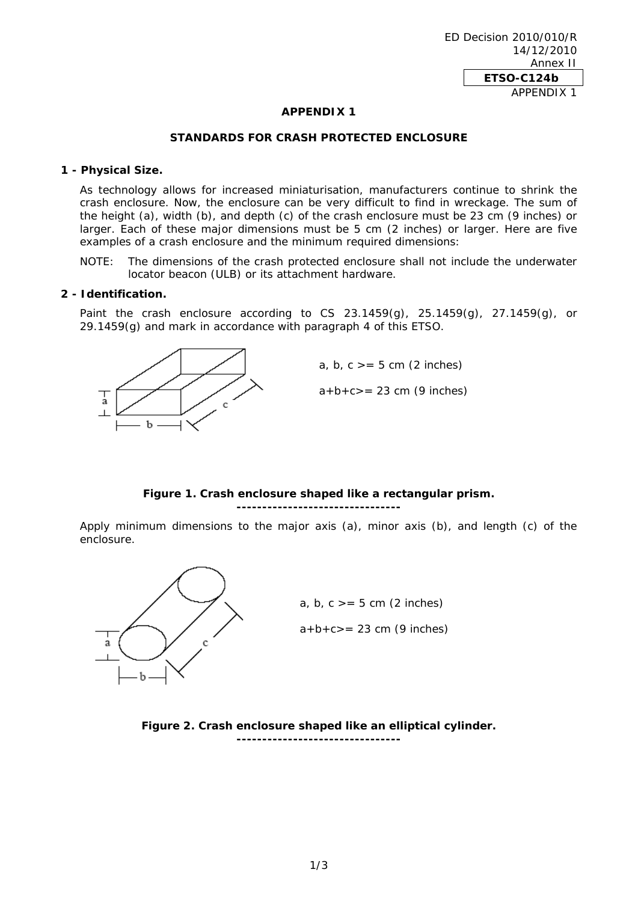## APPENDIX 1

## STANDARDS FOR CRASH PROTECTED ENCLOSURE

### 1 - Physical Size.

As technology allows for increased miniaturisation, manufacturers continue to shrink the crash enclosure. Now, the enclosure can be very difficult to find in wreckage. The sum of the height (a), width (b), and depth (c) of the crash enclosure must be 23 cm (9 inches) or larger. Each of these major dimensions must be 5 cm (2 inches) or larger. Here are five examples of a crash enclosure and the minimum required dimensions:

NOTE: The dimensions of the crash protected enclosure shall not include the underwater locator beacon (ULB) or its attachment hardware.

### 2 - Identification.

Paint the crash enclosure according to CS 23.1459(g), 25.1459(g), 27.1459(g), or 29.1459(g) and mark in accordance with paragraph 4 of this ETSO.

a, b, c >= 5 cm (2 inches)

a+b+c>= 23 cm (9 inches)

**Figure 1. Crash enclosure shaped like a rectangular prism.**

--------------------------------

Apply minimum dimensions to the major axis (a), minor axis (b), and length (c) of the enclosure.

a, b, c >= 5 cm (2 inches)

a+b+c>= 23 cm (9 inches)

**Figure 2. Crash enclosure shaped like an elliptical cylinder.**

--------------------------------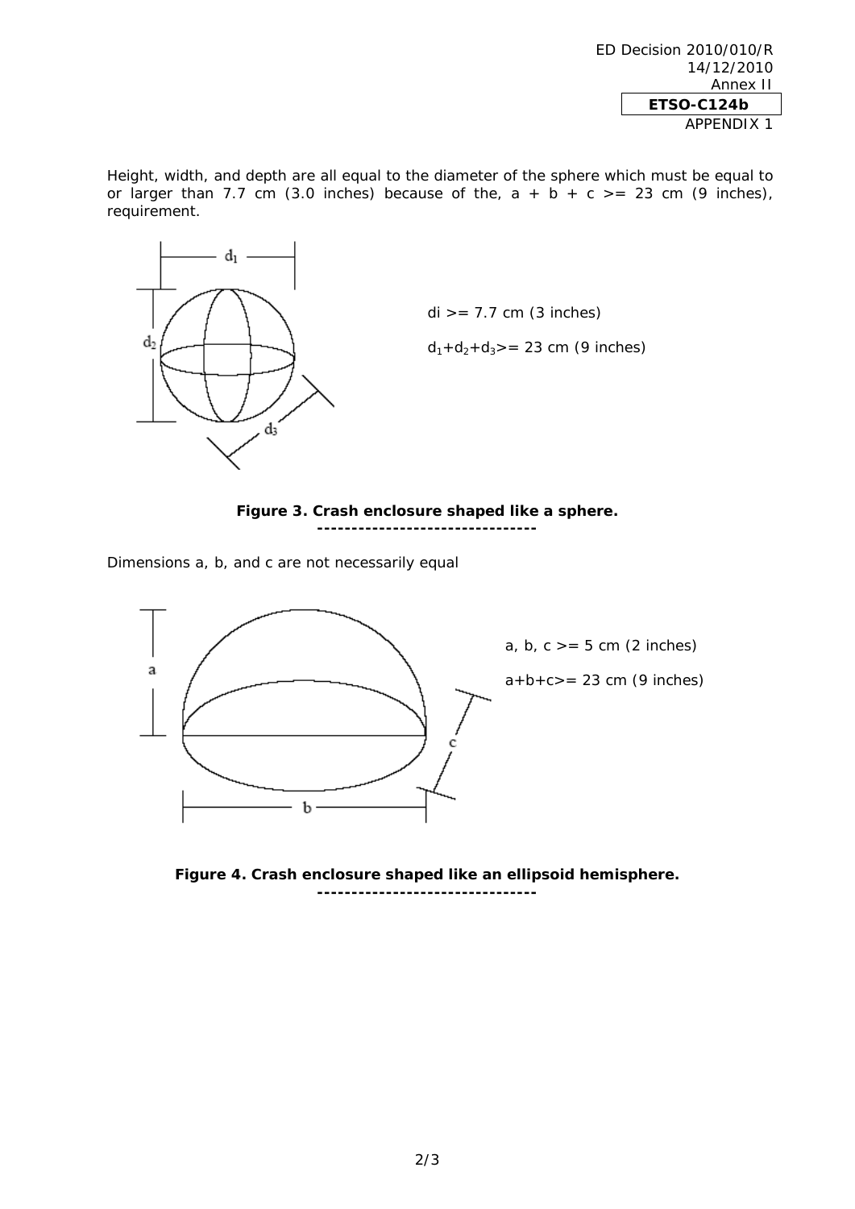Height, width, and depth are all equal to the diameter of the sphere which must be equal to or larger than 7.7 cm (3.0 inches) because of the, a + b + c >= 23 cm (9 inches), requirement.

$d_1$

$d_2$

$d_3$

di >= 7.7 cm (3 inches)

$d_1+d_2+d_3$>= 23 cm (9 inches)

**Figure 3. Crash enclosure shaped like a sphere.**

**--------------------------------**

Dimensions a, b, and c are not necessarily equal

a

b

c

a, b, c >= 5 cm (2 inches)

a+b+c>= 23 cm (9 inches)

**Figure 4. Crash enclosure shaped like an ellipsoid hemisphere.**

**-------------------------------**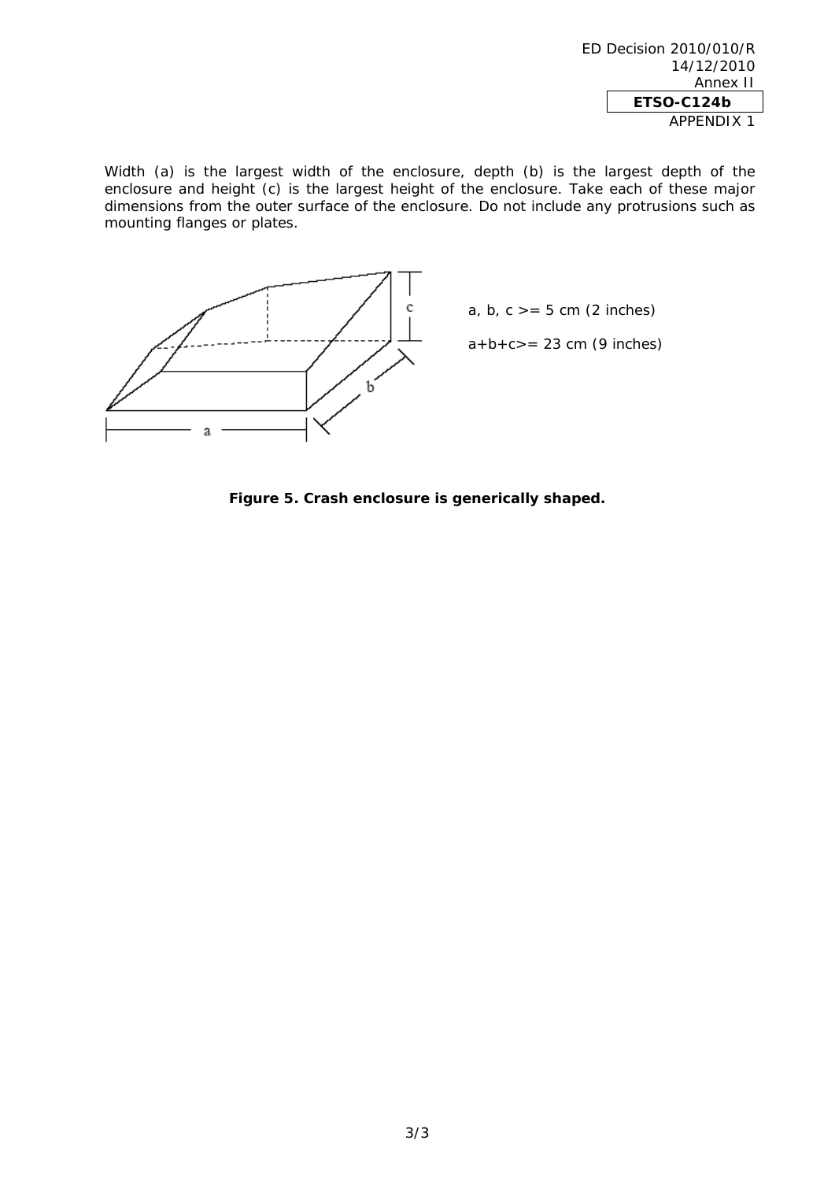Width (a) is the largest width of the enclosure, depth (b) is the largest depth of the enclosure and height (c) is the largest height of the enclosure. Take each of these major dimensions from the outer surface of the enclosure. Do not include any protrusions such as mounting flanges or plates.

c

b

a

a, b, c >= 5 cm (2 inches)

a+b+c>= 23 cm (9 inches)

**Figure 5. Crash enclosure is generically shaped.**